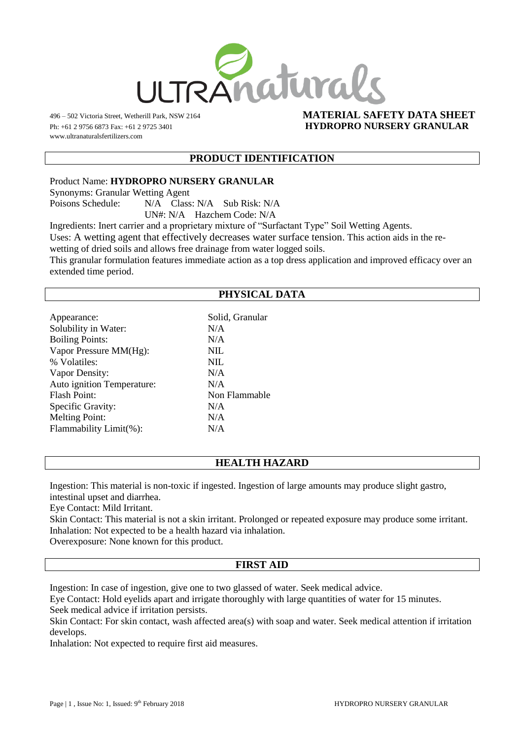ULTRAnaturals

496 – 502 Victoria Street, Wetherill Park, NSW 2164
Ph: +61 2 9756 6873 Fax: +61 2 9725 3401
www.ultranaturalsfertilizers.com

**MATERIAL SAFETY DATA SHEET**
**HYDROPRO NURSERY GRANULAR**

## PRODUCT IDENTIFICATION

Product Name: **HYDROPRO NURSERY GRANULAR**
Synonyms: Granular Wetting Agent
Poisons Schedule: N/A Class: N/A Sub Risk: N/A
UN#: N/A Hazchem Code: N/A
Ingredients: Inert carrier and a proprietary mixture of "Surfactant Type" Soil Wetting Agents.
Uses: A wetting agent that effectively decreases water surface tension. This action aids in the re-wetting of dried soils and allows free drainage from water logged soils.
This granular formulation features immediate action as a top dress application and improved efficacy over an extended time period.

## PHYSICAL DATA

| | |
|---|---|
| Appearance: | Solid, Granular |
| Solubility in Water: | N/A |
| Boiling Points: | N/A |
| Vapor Pressure MM(Hg): | NIL |
| % Volatiles: | NIL |
| Vapor Density: | N/A |
| Auto ignition Temperature: | N/A |
| Flash Point: | Non Flammable |
| Specific Gravity: | N/A |
| Melting Point: | N/A |
| Flammability Limit(%): | N/A |

## HEALTH HAZARD

Ingestion: This material is non-toxic if ingested. Ingestion of large amounts may produce slight gastro, intestinal upset and diarrhea.
Eye Contact: Mild Irritant.
Skin Contact: This material is not a skin irritant. Prolonged or repeated exposure may produce some irritant.
Inhalation: Not expected to be a health hazard via inhalation.
Overexposure: None known for this product.

## FIRST AID

Ingestion: In case of ingestion, give one to two glassed of water. Seek medical advice.
Eye Contact: Hold eyelids apart and irrigate thoroughly with large quantities of water for 15 minutes. Seek medical advice if irritation persists.
Skin Contact: For skin contact, wash affected area(s) with soap and water. Seek medical attention if irritation develops.
Inhalation: Not expected to require first aid measures.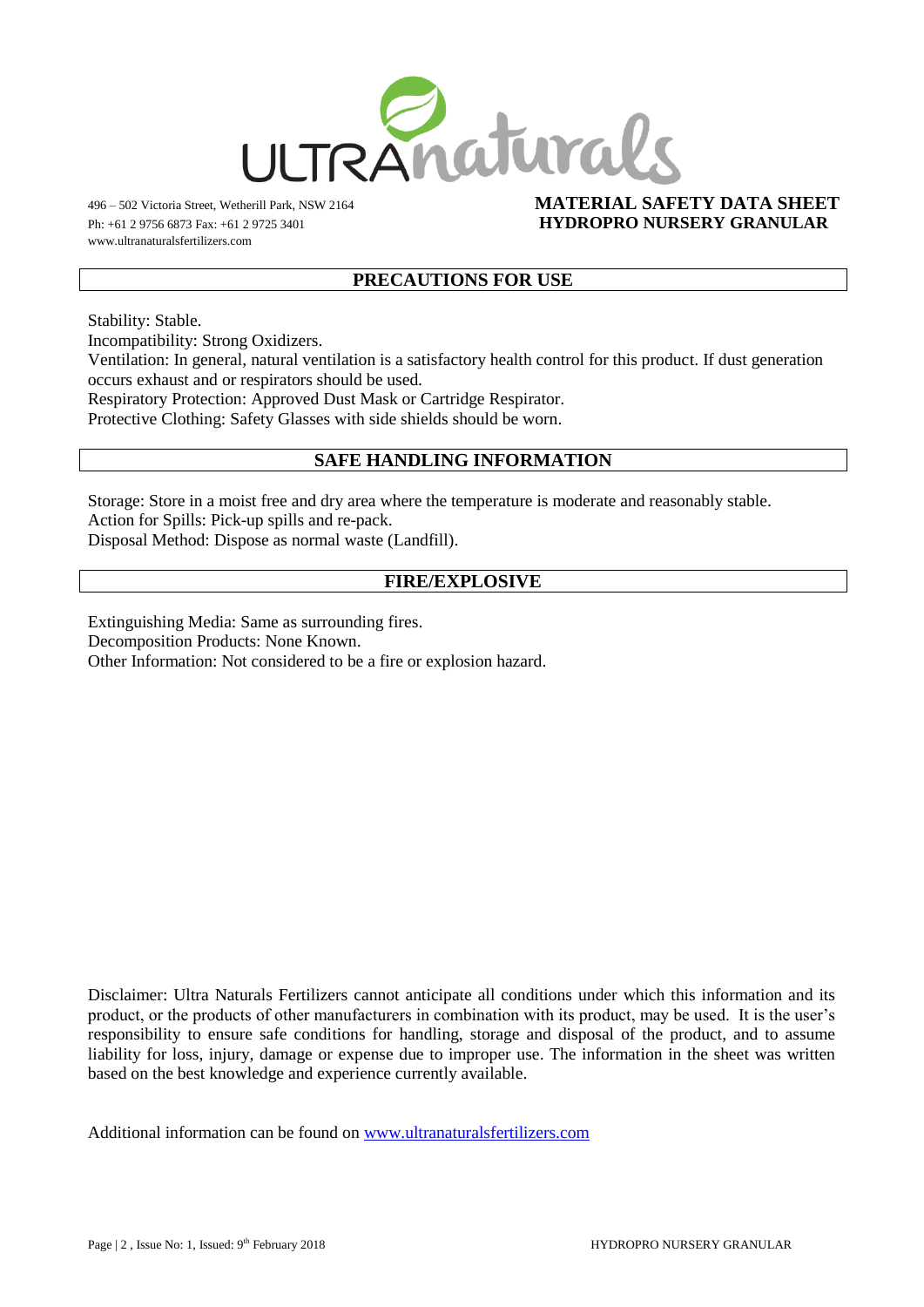496 – 502 Victoria Street, Wetherill Park, NSW 2164
Ph: +61 2 9756 6873 Fax: +61 2 9725 3401
www.ultranaturalsfertilizers.com

**MATERIAL SAFETY DATA SHEET**
**HYDROPRO NURSERY GRANULAR**

## PRECAUTIONS FOR USE

Stability: Stable.
Incompatibility: Strong Oxidizers.
Ventilation: In general, natural ventilation is a satisfactory health control for this product. If dust generation occurs exhaust and or respirators should be used.
Respiratory Protection: Approved Dust Mask or Cartridge Respirator.
Protective Clothing: Safety Glasses with side shields should be worn.

## SAFE HANDLING INFORMATION

Storage: Store in a moist free and dry area where the temperature is moderate and reasonably stable.
Action for Spills: Pick-up spills and re-pack.
Disposal Method: Dispose as normal waste (Landfill).

## FIRE/EXPLOSIVE

Extinguishing Media: Same as surrounding fires.
Decomposition Products: None Known.
Other Information: Not considered to be a fire or explosion hazard.

Disclaimer: Ultra Naturals Fertilizers cannot anticipate all conditions under which this information and its product, or the products of other manufacturers in combination with its product, may be used. It is the user's responsibility to ensure safe conditions for handling, storage and disposal of the product, and to assume liability for loss, injury, damage or expense due to improper use. The information in the sheet was written based on the best knowledge and experience currently available.

Additional information can be found on www.ultranaturalsfertilizers.com